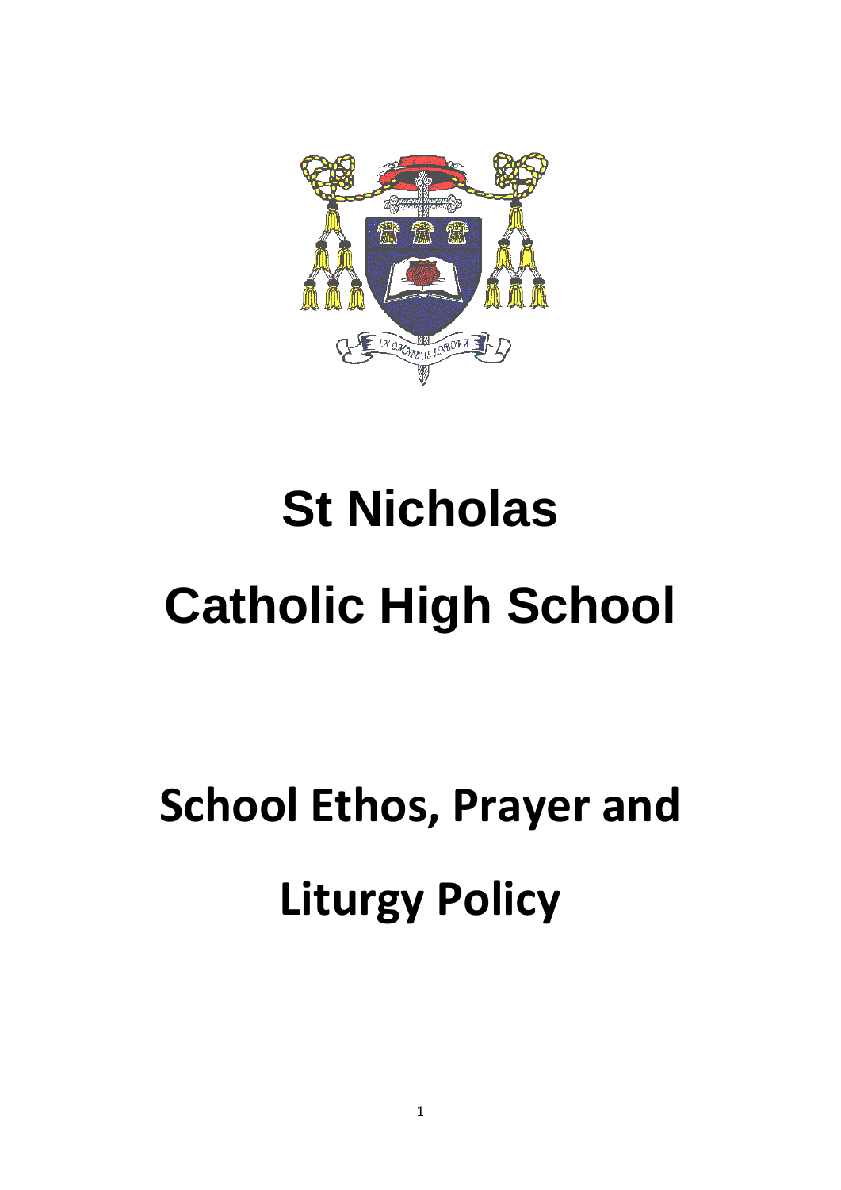# St Nicholas

# Catholic High School

## School Ethos, Prayer and Liturgy Policy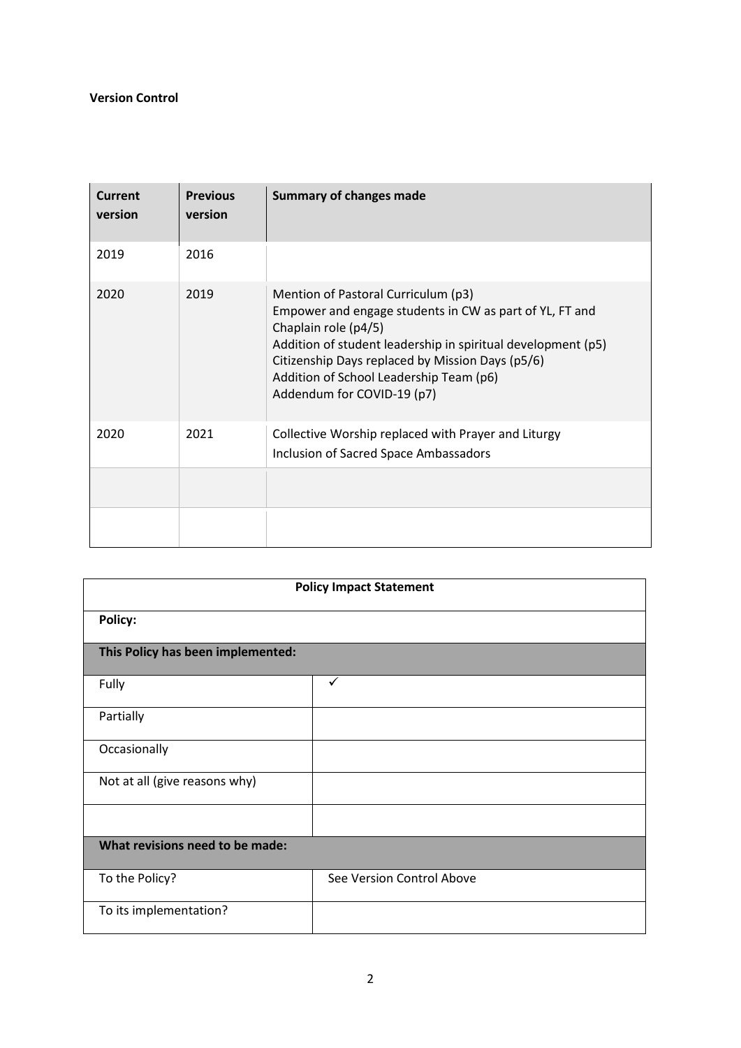**Version Control**

| Current version | Previous version | Summary of changes made |
|---|---|---|
| 2019 | 2016 | |
| 2020 | 2019 | Mention of Pastoral Curriculum (p3)<br>Empower and engage students in CW as part of YL, FT and Chaplain role (p4/5)<br>Addition of student leadership in spiritual development (p5)<br>Citizenship Days replaced by Mission Days (p5/6)<br>Addition of School Leadership Team (p6)<br>Addendum for COVID-19 (p7) |
| 2020 | 2021 | Collective Worship replaced with Prayer and Liturgy<br>Inclusion of Sacred Space Ambassadors |
| | | |
| | | |

| Policy Impact Statement | |
|---|---|
| **Policy:** | |
| **This Policy has been implemented:** | |
| Fully | ✓ |
| Partially | |
| Occasionally | |
| Not at all (give reasons why) | |
| | |
| **What revisions need to be made:** | |
| To the Policy? | See Version Control Above |
| To its implementation? | |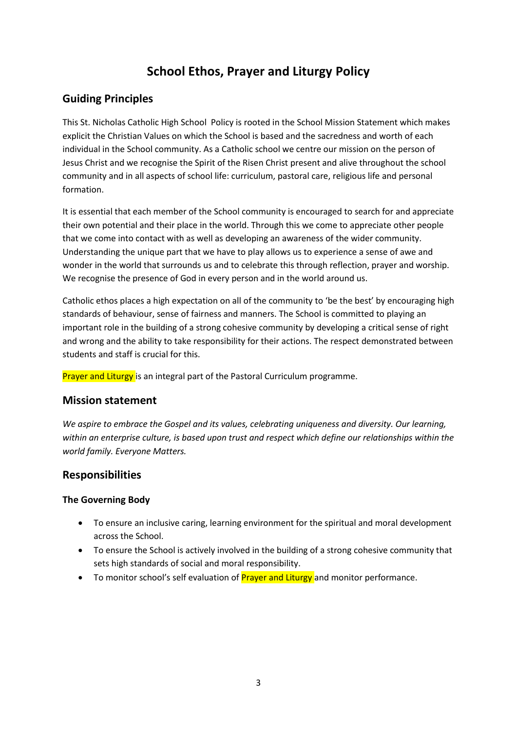# School Ethos, Prayer and Liturgy Policy

## Guiding Principles

This St. Nicholas Catholic High School Policy is rooted in the School Mission Statement which makes explicit the Christian Values on which the School is based and the sacredness and worth of each individual in the School community. As a Catholic school we centre our mission on the person of Jesus Christ and we recognise the Spirit of the Risen Christ present and alive throughout the school community and in all aspects of school life: curriculum, pastoral care, religious life and personal formation.

It is essential that each member of the School community is encouraged to search for and appreciate their own potential and their place in the world. Through this we come to appreciate other people that we come into contact with as well as developing an awareness of the wider community. Understanding the unique part that we have to play allows us to experience a sense of awe and wonder in the world that surrounds us and to celebrate this through reflection, prayer and worship. We recognise the presence of God in every person and in the world around us.

Catholic ethos places a high expectation on all of the community to 'be the best' by encouraging high standards of behaviour, sense of fairness and manners. The School is committed to playing an important role in the building of a strong cohesive community by developing a critical sense of right and wrong and the ability to take responsibility for their actions. The respect demonstrated between students and staff is crucial for this.

Prayer and Liturgy is an integral part of the Pastoral Curriculum programme.

## Mission statement

*We aspire to embrace the Gospel and its values, celebrating uniqueness and diversity. Our learning, within an enterprise culture, is based upon trust and respect which define our relationships within the world family. Everyone Matters.*

## Responsibilities

### The Governing Body

- To ensure an inclusive caring, learning environment for the spiritual and moral development across the School.
- To ensure the School is actively involved in the building of a strong cohesive community that sets high standards of social and moral responsibility.
- To monitor school's self evaluation of Prayer and Liturgy and monitor performance.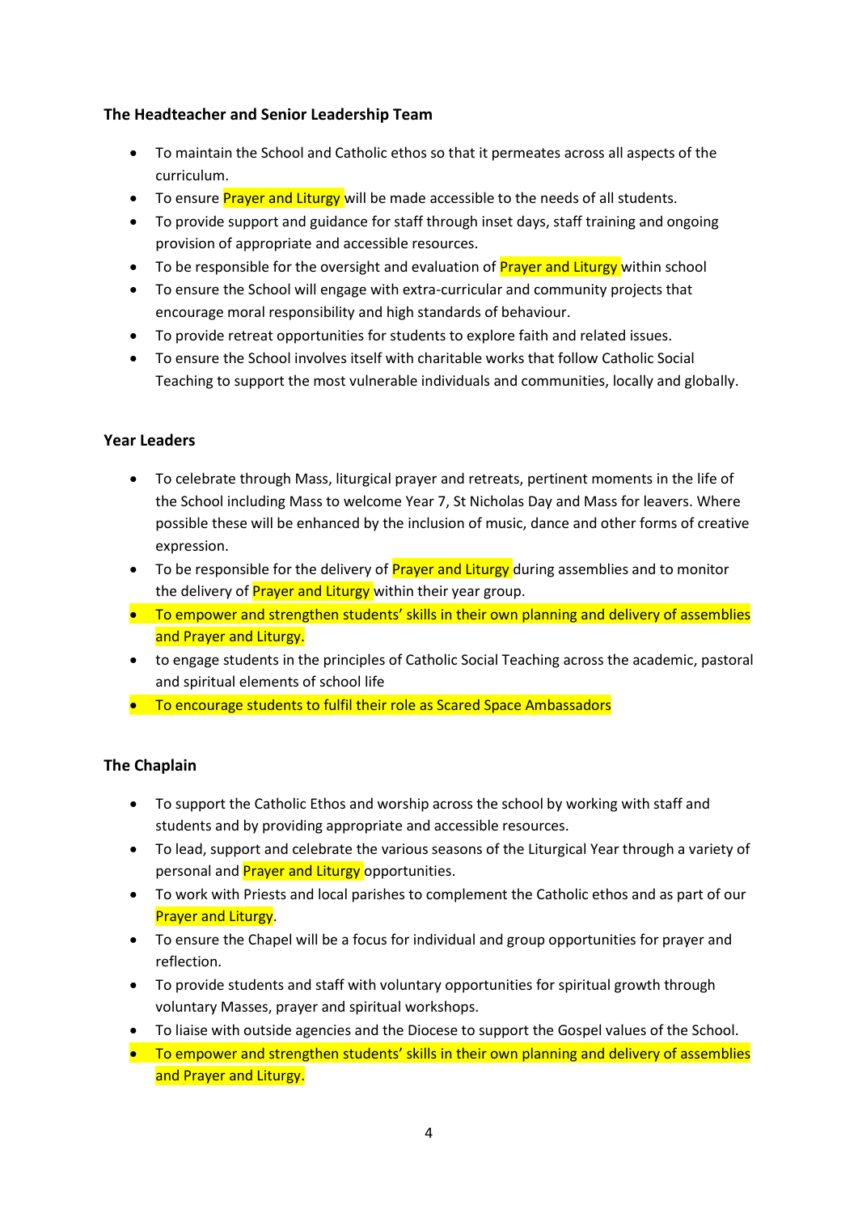### The Headteacher and Senior Leadership Team

- To maintain the School and Catholic ethos so that it permeates across all aspects of the curriculum.
- To ensure Prayer and Liturgy will be made accessible to the needs of all students.
- To provide support and guidance for staff through inset days, staff training and ongoing provision of appropriate and accessible resources.
- To be responsible for the oversight and evaluation of Prayer and Liturgy within school
- To ensure the School will engage with extra-curricular and community projects that encourage moral responsibility and high standards of behaviour.
- To provide retreat opportunities for students to explore faith and related issues.
- To ensure the School involves itself with charitable works that follow Catholic Social Teaching to support the most vulnerable individuals and communities, locally and globally.

### Year Leaders

- To celebrate through Mass, liturgical prayer and retreats, pertinent moments in the life of the School including Mass to welcome Year 7, St Nicholas Day and Mass for leavers. Where possible these will be enhanced by the inclusion of music, dance and other forms of creative expression.
- To be responsible for the delivery of Prayer and Liturgy during assemblies and to monitor the delivery of Prayer and Liturgy within their year group.
- To empower and strengthen students' skills in their own planning and delivery of assemblies and Prayer and Liturgy.
- to engage students in the principles of Catholic Social Teaching across the academic, pastoral and spiritual elements of school life
- To encourage students to fulfil their role as Scared Space Ambassadors

### The Chaplain

- To support the Catholic Ethos and worship across the school by working with staff and students and by providing appropriate and accessible resources.
- To lead, support and celebrate the various seasons of the Liturgical Year through a variety of personal and Prayer and Liturgy opportunities.
- To work with Priests and local parishes to complement the Catholic ethos and as part of our Prayer and Liturgy.
- To ensure the Chapel will be a focus for individual and group opportunities for prayer and reflection.
- To provide students and staff with voluntary opportunities for spiritual growth through voluntary Masses, prayer and spiritual workshops.
- To liaise with outside agencies and the Diocese to support the Gospel values of the School.
- To empower and strengthen students' skills in their own planning and delivery of assemblies and Prayer and Liturgy.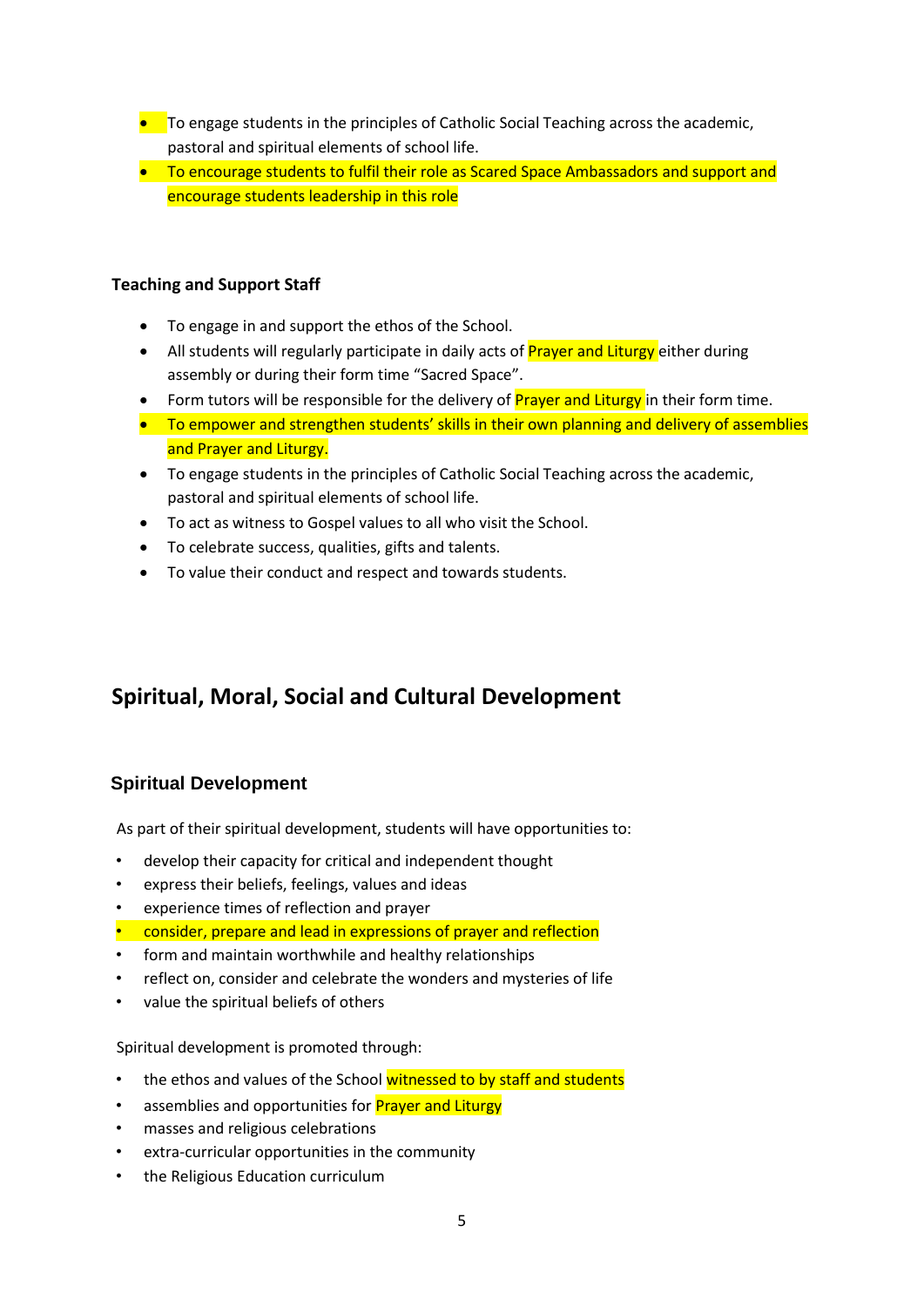- To engage students in the principles of Catholic Social Teaching across the academic, pastoral and spiritual elements of school life.
- To encourage students to fulfil their role as Scared Space Ambassadors and support and encourage students leadership in this role

**Teaching and Support Staff**

- To engage in and support the ethos of the School.
- All students will regularly participate in daily acts of Prayer and Liturgy either during assembly or during their form time "Sacred Space".
- Form tutors will be responsible for the delivery of Prayer and Liturgy in their form time.
- To empower and strengthen students' skills in their own planning and delivery of assemblies and Prayer and Liturgy.
- To engage students in the principles of Catholic Social Teaching across the academic, pastoral and spiritual elements of school life.
- To act as witness to Gospel values to all who visit the School.
- To celebrate success, qualities, gifts and talents.
- To value their conduct and respect and towards students.

## Spiritual, Moral, Social and Cultural Development

### Spiritual Development

As part of their spiritual development, students will have opportunities to:

- develop their capacity for critical and independent thought
- express their beliefs, feelings, values and ideas
- experience times of reflection and prayer
- consider, prepare and lead in expressions of prayer and reflection
- form and maintain worthwhile and healthy relationships
- reflect on, consider and celebrate the wonders and mysteries of life
- value the spiritual beliefs of others

Spiritual development is promoted through:

- the ethos and values of the School witnessed to by staff and students
- assemblies and opportunities for Prayer and Liturgy
- masses and religious celebrations
- extra-curricular opportunities in the community
- the Religious Education curriculum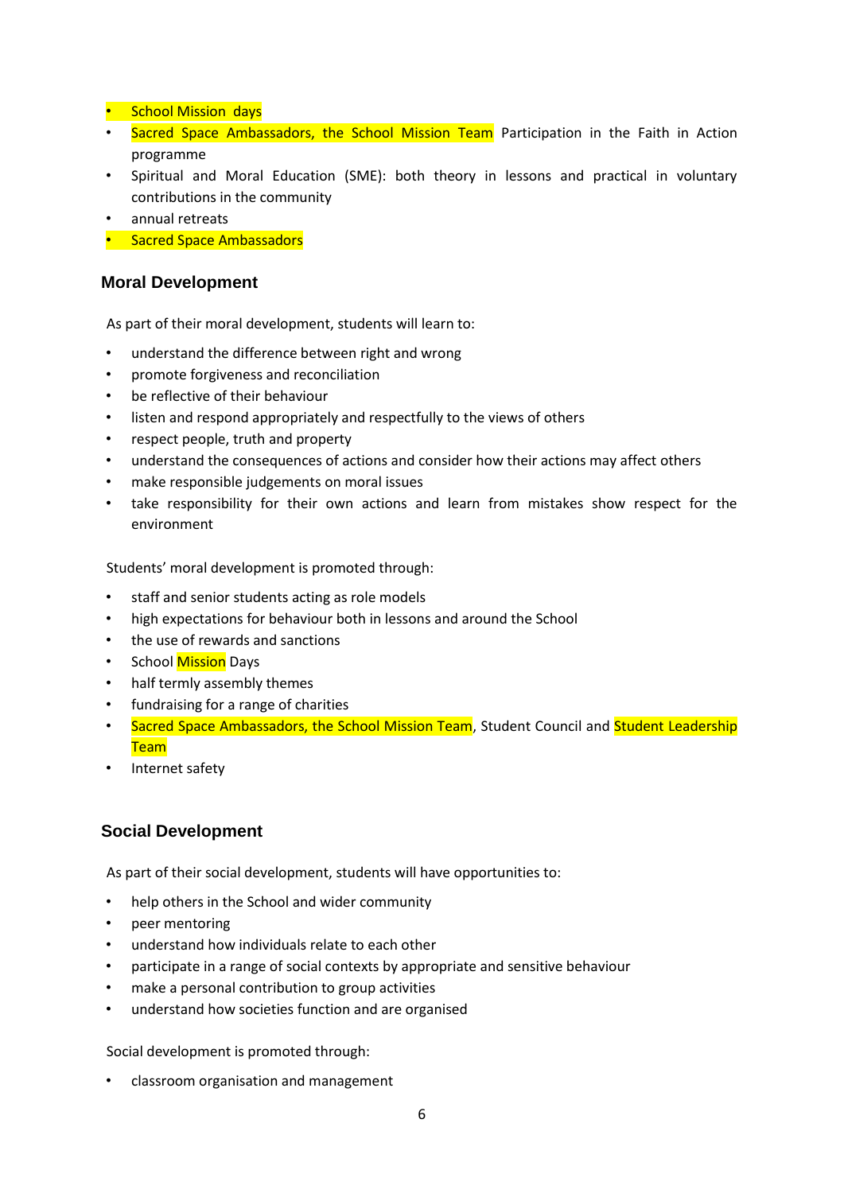- School Mission days
- Sacred Space Ambassadors, the School Mission Team Participation in the Faith in Action programme
- Spiritual and Moral Education (SME): both theory in lessons and practical in voluntary contributions in the community
- annual retreats
- Sacred Space Ambassadors

## Moral Development

As part of their moral development, students will learn to:

- understand the difference between right and wrong
- promote forgiveness and reconciliation
- be reflective of their behaviour
- listen and respond appropriately and respectfully to the views of others
- respect people, truth and property
- understand the consequences of actions and consider how their actions may affect others
- make responsible judgements on moral issues
- take responsibility for their own actions and learn from mistakes show respect for the environment

Students' moral development is promoted through:

- staff and senior students acting as role models
- high expectations for behaviour both in lessons and around the School
- the use of rewards and sanctions
- School Mission Days
- half termly assembly themes
- fundraising for a range of charities
- Sacred Space Ambassadors, the School Mission Team, Student Council and Student Leadership Team
- Internet safety

## Social Development

As part of their social development, students will have opportunities to:

- help others in the School and wider community
- peer mentoring
- understand how individuals relate to each other
- participate in a range of social contexts by appropriate and sensitive behaviour
- make a personal contribution to group activities
- understand how societies function and are organised

Social development is promoted through:

- classroom organisation and management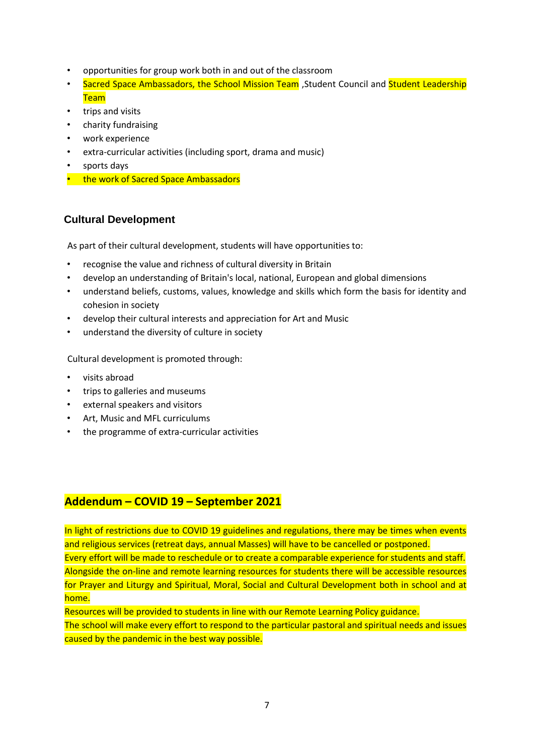- opportunities for group work both in and out of the classroom
- Sacred Space Ambassadors, the School Mission Team ,Student Council and Student Leadership Team
- trips and visits
- charity fundraising
- work experience
- extra-curricular activities (including sport, drama and music)
- sports days
- the work of Sacred Space Ambassadors

## Cultural Development

As part of their cultural development, students will have opportunities to:

- recognise the value and richness of cultural diversity in Britain
- develop an understanding of Britain's local, national, European and global dimensions
- understand beliefs, customs, values, knowledge and skills which form the basis for identity and cohesion in society
- develop their cultural interests and appreciation for Art and Music
- understand the diversity of culture in society

Cultural development is promoted through:

- visits abroad
- trips to galleries and museums
- external speakers and visitors
- Art, Music and MFL curriculums
- the programme of extra-curricular activities

## Addendum – COVID 19 – September 2021

In light of restrictions due to COVID 19 guidelines and regulations, there may be times when events and religious services (retreat days, annual Masses) will have to be cancelled or postponed.
Every effort will be made to reschedule or to create a comparable experience for students and staff.
Alongside the on-line and remote learning resources for students there will be accessible resources for Prayer and Liturgy and Spiritual, Moral, Social and Cultural Development both in school and at home.
Resources will be provided to students in line with our Remote Learning Policy guidance.
The school will make every effort to respond to the particular pastoral and spiritual needs and issues caused by the pandemic in the best way possible.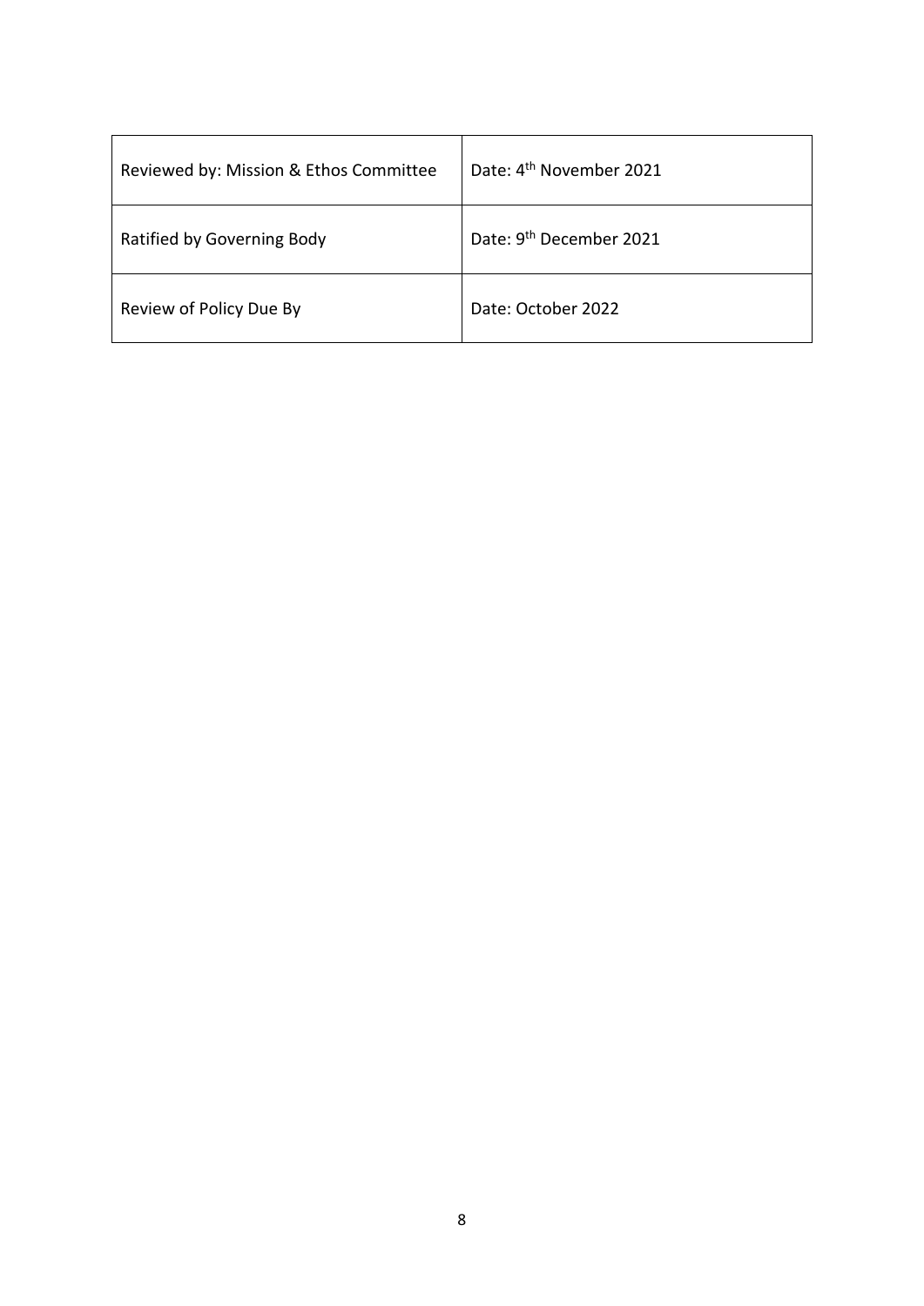| | |
|---|---|
| Reviewed by: Mission & Ethos Committee | Date: 4th November 2021 |
| Ratified by Governing Body | Date: 9th December 2021 |
| Review of Policy Due By | Date: October 2022 |